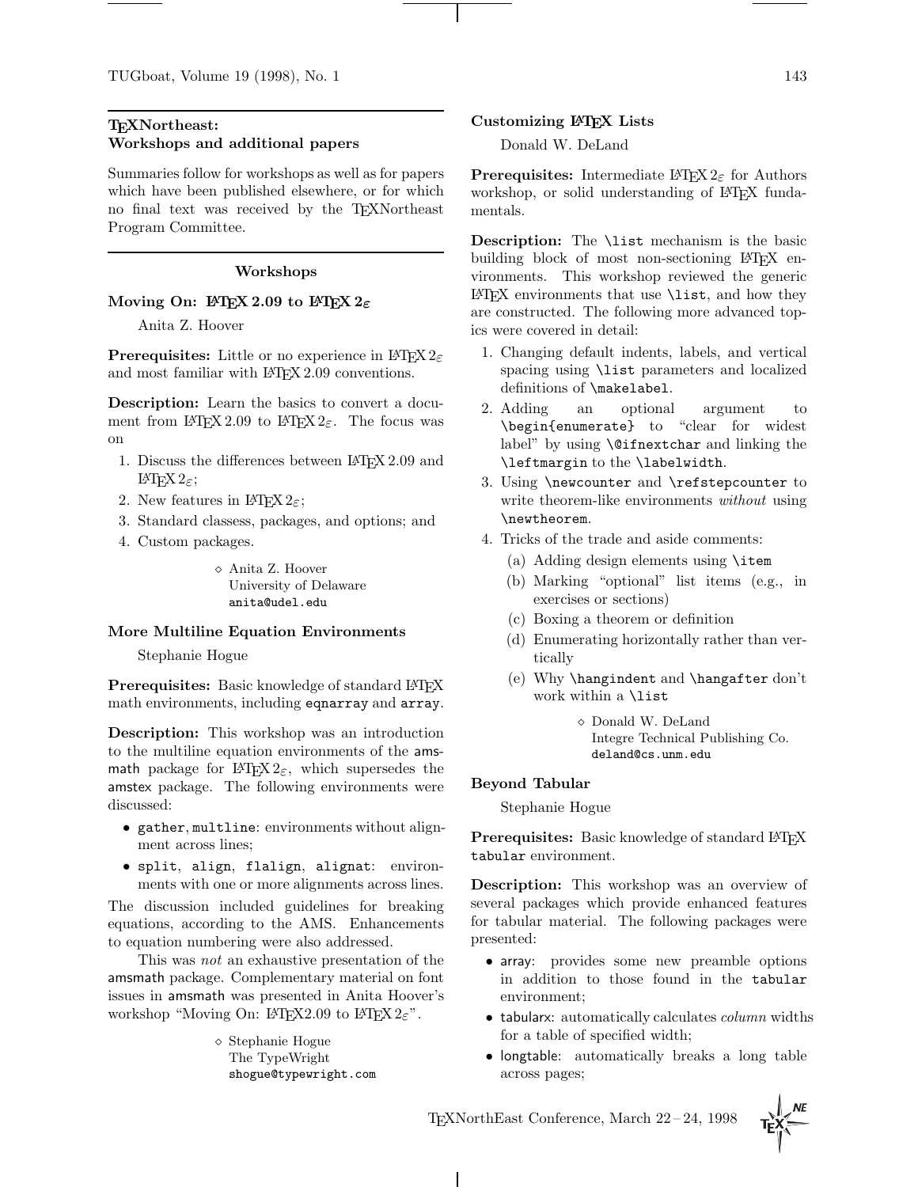## TEXNortheast: Workshops and additional papers

Summaries follow for workshops as well as for papers which have been published elsewhere, or for which no final text was received by the TEXNortheast Program Committee.

### Workshops

#### Moving On: LATEX 2.09 to LATEX $2_\varepsilon$

Anita Z. Hoover

**Prerequisites:** Little or no experience in LATEX $2_\varepsilon$ and most familiar with LATEX 2.09 conventions.

**Description:** Learn the basics to convert a document from LATEX 2.09 to LATEX $2_\varepsilon$. The focus was on

1. Discuss the differences between LATEX 2.09 and LATEX $2_\varepsilon$;
2. New features in LATEX $2_\varepsilon$;
3. Standard classess, packages, and options; and
4. Custom packages.

◇ Anita Z. Hoover
University of Delaware
anita@udel.edu

#### More Multiline Equation Environments

Stephanie Hogue

**Prerequisites:** Basic knowledge of standard LATEX math environments, including `eqnarray` and `array`.

**Description:** This workshop was an introduction to the multiline equation environments of the amsmath package for LATEX $2_\varepsilon$, which supersedes the amstex package. The following environments were discussed:

- `gather`, `multline`: environments without alignment across lines;
- `split`, `align`, `flalign`, `alignat`: environments with one or more alignments across lines.

The discussion included guidelines for breaking equations, according to the AMS. Enhancements to equation numbering were also addressed.

This was *not* an exhaustive presentation of the amsmath package. Complementary material on font issues in amsmath was presented in Anita Hoover's workshop "Moving On: LATEX2.09 to LATEX $2_\varepsilon$".

◇ Stephanie Hogue
The TypeWright
shogue@typewright.com

#### Customizing LATEX Lists

Donald W. DeLand

**Prerequisites:** Intermediate LATEX $2_\varepsilon$ for Authors workshop, or solid understanding of LATEX fundamentals.

**Description:** The `\list` mechanism is the basic building block of most non-sectioning LATEX environments. This workshop reviewed the generic LATEX environments that use `\list`, and how they are constructed. The following more advanced topics were covered in detail:

1. Changing default indents, labels, and vertical spacing using `\list` parameters and localized definitions of `\makelabel`.
2. Adding an optional argument to `\begin{enumerate}` to "clear for widest label" by using `\@ifnextchar` and linking the `\leftmargin` to the `\labelwidth`.
3. Using `\newcounter` and `\refstepcounter` to write theorem-like environments *without* using `\newtheorem`.
4. Tricks of the trade and aside comments:
   (a) Adding design elements using `\item`
   (b) Marking "optional" list items (e.g., in exercises or sections)
   (c) Boxing a theorem or definition
   (d) Enumerating horizontally rather than vertically
   (e) Why `\hangindent` and `\hangafter` don't work within a `\list`

◇ Donald W. DeLand
Integre Technical Publishing Co.
deland@cs.unm.edu

#### Beyond Tabular

Stephanie Hogue

**Prerequisites:** Basic knowledge of standard LATEX `tabular` environment.

**Description:** This workshop was an overview of several packages which provide enhanced features for tabular material. The following packages were presented:

- array: provides some new preamble options in addition to those found in the `tabular` environment;
- tabularx: automatically calculates *column* widths for a table of specified width;
- longtable: automatically breaks a long table across pages;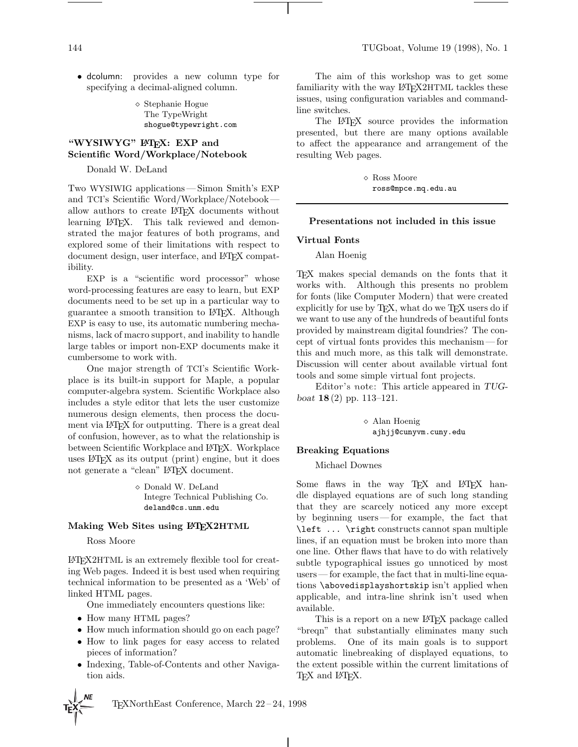- dcolumn: provides a new column type for specifying a decimal-aligned column.

◇ Stephanie Hogue
The TypeWright
shogue@typewright.com

### "WYSIWYG" LaTeX: EXP and Scientific Word/Workplace/Notebook

Donald W. DeLand

Two WYSIWIG applications — Simon Smith's EXP and TCI's Scientific Word/Workplace/Notebook — allow authors to create LaTeX documents without learning LaTeX. This talk reviewed and demonstrated the major features of both programs, and explored some of their limitations with respect to document design, user interface, and LaTeX compatibility.

EXP is a "scientific word processor" whose word-processing features are easy to learn, but EXP documents need to be set up in a particular way to guarantee a smooth transition to LaTeX. Although EXP is easy to use, its automatic numbering mechanisms, lack of macro support, and inability to handle large tables or import non-EXP documents make it cumbersome to work with.

One major strength of TCI's Scientific Workplace is its built-in support for Maple, a popular computer-algebra system. Scientific Workplace also includes a style editor that lets the user customize numerous design elements, then process the document via LaTeX for outputting. There is a great deal of confusion, however, as to what the relationship is between Scientific Workplace and LaTeX. Workplace uses LaTeX as its output (print) engine, but it does not generate a "clean" LaTeX document.

◇ Donald W. DeLand
Integre Technical Publishing Co.
deland@cs.unm.edu

### Making Web Sites using LaTeX2HTML

Ross Moore

LaTeX2HTML is an extremely flexible tool for creating Web pages. Indeed it is best used when requiring technical information to be presented as a 'Web' of linked HTML pages.

One immediately encounters questions like:

- How many HTML pages?
- How much information should go on each page?
- How to link pages for easy access to related pieces of information?
- Indexing, Table-of-Contents and other Navigation aids.

The aim of this workshop was to get some familiarity with the way LaTeX2HTML tackles these issues, using configuration variables and command-line switches.

The LaTeX source provides the information presented, but there are many options available to affect the appearance and arrangement of the resulting Web pages.

◇ Ross Moore
ross@mpce.mq.edu.au

---

## Presentations not included in this issue

### Virtual Fonts

Alan Hoenig

TeX makes special demands on the fonts that it works with. Although this presents no problem for fonts (like Computer Modern) that were created explicitly for use by TeX, what do we TeX users do if we want to use any of the hundreds of beautiful fonts provided by mainstream digital foundries? The concept of virtual fonts provides this mechanism — for this and much more, as this talk will demonstrate. Discussion will center about available virtual font tools and some simple virtual font projects.

Editor's note: This article appeared in *TUGboat* **18** (2) pp. 113–121.

◇ Alan Hoenig
ajhjj@cunyvm.cuny.edu

### Breaking Equations

Michael Downes

Some flaws in the way TeX and LaTeX handle displayed equations are of such long standing that they are scarcely noticed any more except by beginning users — for example, the fact that `\left ... \right` constructs cannot span multiple lines, if an equation must be broken into more than one line. Other flaws that have to do with relatively subtle typographical issues go unnoticed by most users — for example, the fact that in multi-line equations `\abovedisplayshortskip` isn't applied when applicable, and intra-line shrink isn't used when available.

This is a report on a new LaTeX package called "breqn" that substantially eliminates many such problems. One of its main goals is to support automatic linebreaking of displayed equations, to the extent possible within the current limitations of TeX and LaTeX.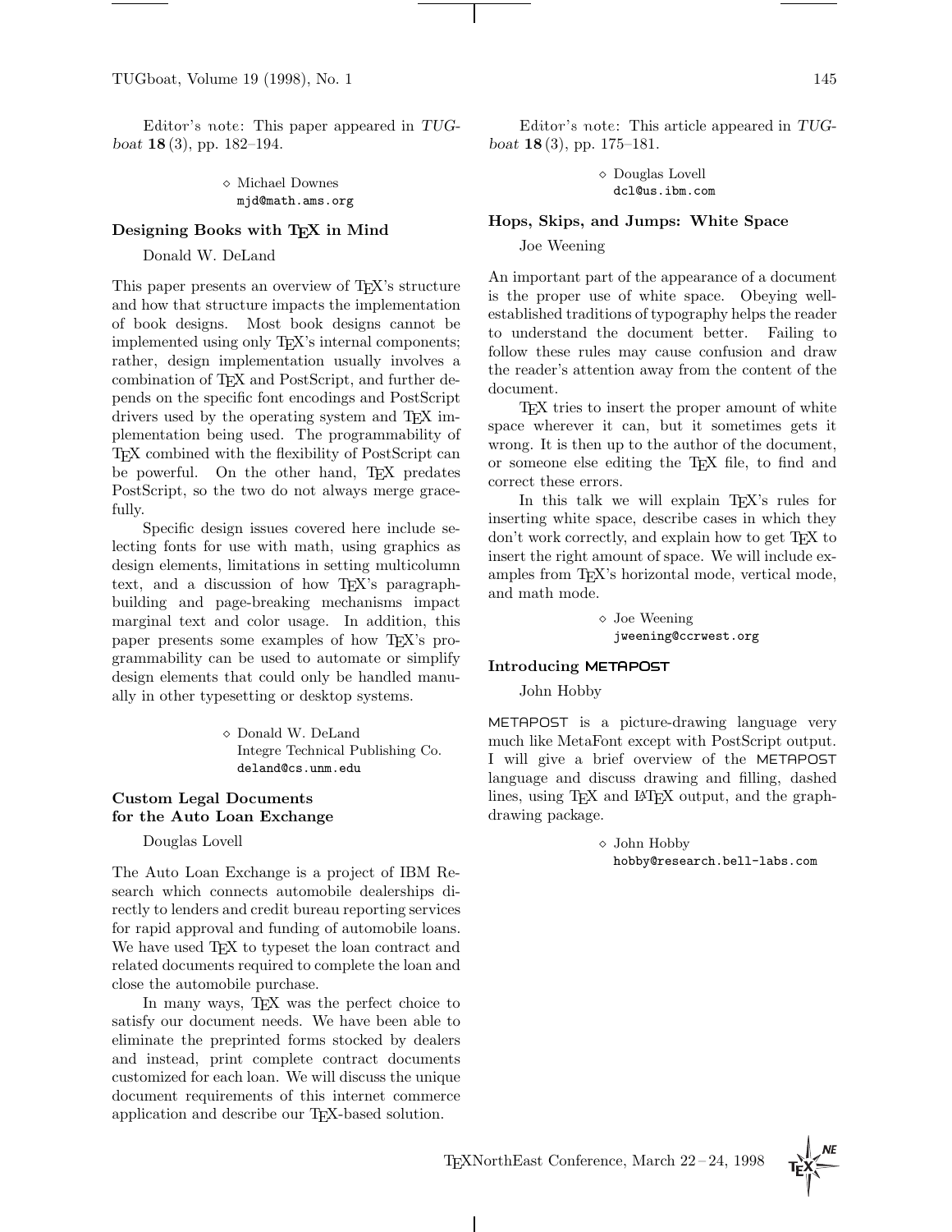*Editor's note*: This paper appeared in *TUGboat* **18** (3), pp. 182–194.

◇ Michael Downes
`mjd@math.ams.org`

### Designing Books with TEX in Mind

Donald W. DeLand

This paper presents an overview of TEX's structure and how that structure impacts the implementation of book designs. Most book designs cannot be implemented using only TEX's internal components; rather, design implementation usually involves a combination of TEX and PostScript, and further depends on the specific font encodings and PostScript drivers used by the operating system and TEX implementation being used. The programmability of TEX combined with the flexibility of PostScript can be powerful. On the other hand, TEX predates PostScript, so the two do not always merge gracefully.

Specific design issues covered here include selecting fonts for use with math, using graphics as design elements, limitations in setting multicolumn text, and a discussion of how TEX's paragraph-building and page-breaking mechanisms impact marginal text and color usage. In addition, this paper presents some examples of how TEX's programmability can be used to automate or simplify design elements that could only be handled manually in other typesetting or desktop systems.

◇ Donald W. DeLand
Integre Technical Publishing Co.
`deland@cs.unm.edu`

### Custom Legal Documents for the Auto Loan Exchange

Douglas Lovell

The Auto Loan Exchange is a project of IBM Research which connects automobile dealerships directly to lenders and credit bureau reporting services for rapid approval and funding of automobile loans. We have used TEX to typeset the loan contract and related documents required to complete the loan and close the automobile purchase.

In many ways, TEX was the perfect choice to satisfy our document needs. We have been able to eliminate the preprinted forms stocked by dealers and instead, print complete contract documents customized for each loan. We will discuss the unique document requirements of this internet commerce application and describe our TEX-based solution.

*Editor's note*: This article appeared in *TUGboat* **18** (3), pp. 175–181.

◇ Douglas Lovell
`dcl@us.ibm.com`

### Hops, Skips, and Jumps: White Space

Joe Weening

An important part of the appearance of a document is the proper use of white space. Obeying well-established traditions of typography helps the reader to understand the document better. Failing to follow these rules may cause confusion and draw the reader's attention away from the content of the document.

TEX tries to insert the proper amount of white space wherever it can, but it sometimes gets it wrong. It is then up to the author of the document, or someone else editing the TEX file, to find and correct these errors.

In this talk we will explain TEX's rules for inserting white space, describe cases in which they don't work correctly, and explain how to get TEX to insert the right amount of space. We will include examples from TEX's horizontal mode, vertical mode, and math mode.

◇ Joe Weening
`jweening@ccrwest.org`

### Introducing METAPOST

John Hobby

METAPOST is a picture-drawing language very much like MetaFont except with PostScript output. I will give a brief overview of the METAPOST language and discuss drawing and filling, dashed lines, using TEX and LATEX output, and the graph-drawing package.

◇ John Hobby
`hobby@research.bell-labs.com`